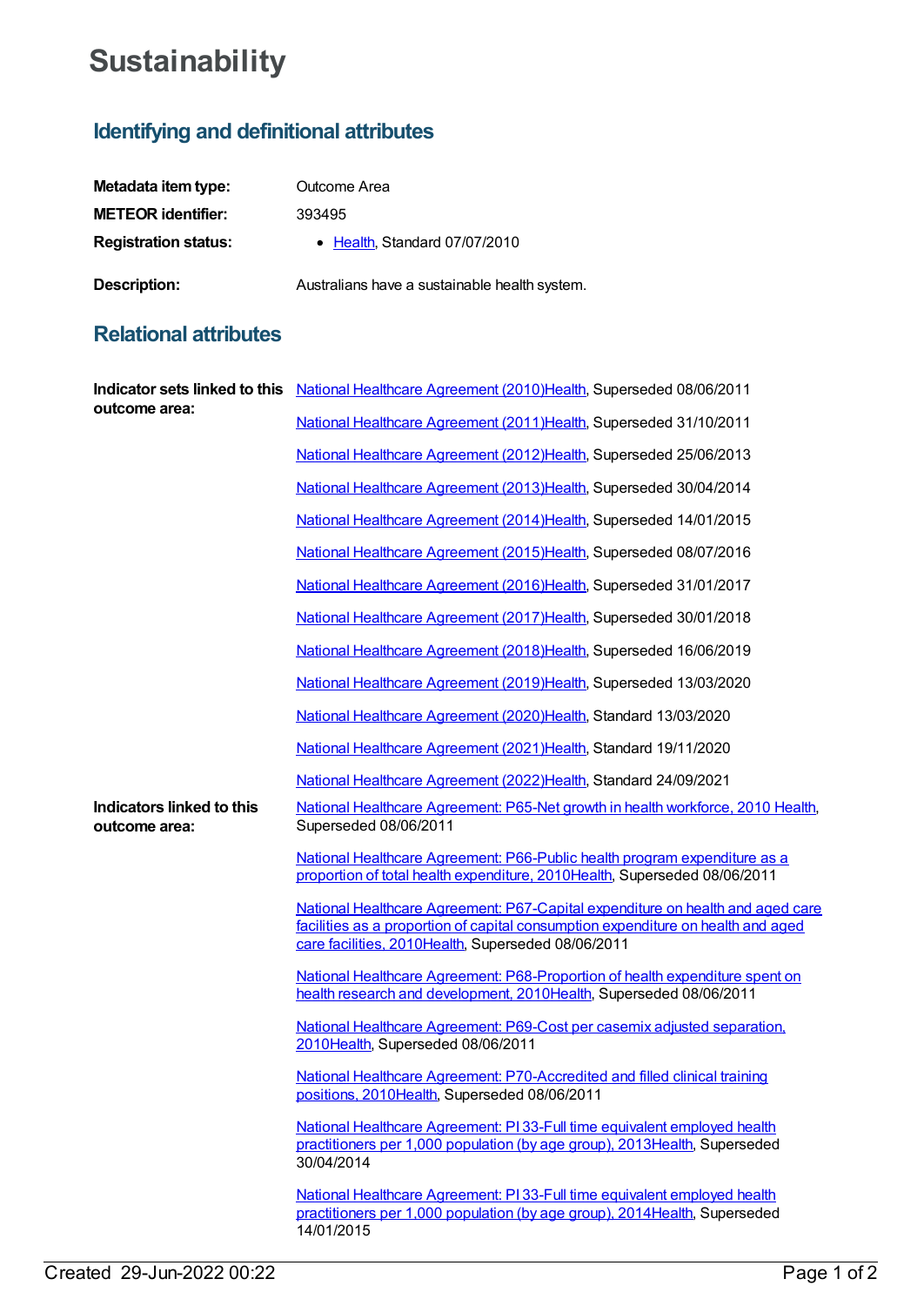# Sustainability

## Identifying and definitional attributes

| | |
|---|---|
| **Metadata item type:** | Outcome Area |
| **METEOR identifier:** | 393495 |
| **Registration status:** | • Health, Standard 07/07/2010 |
| **Description:** | Australians have a sustainable health system. |

## Relational attributes

**Indicator sets linked to this outcome area:**

National Healthcare Agreement (2010)Health, Superseded 08/06/2011

National Healthcare Agreement (2011)Health, Superseded 31/10/2011

National Healthcare Agreement (2012)Health, Superseded 25/06/2013

National Healthcare Agreement (2013)Health, Superseded 30/04/2014

National Healthcare Agreement (2014)Health, Superseded 14/01/2015

National Healthcare Agreement (2015)Health, Superseded 08/07/2016

National Healthcare Agreement (2016)Health, Superseded 31/01/2017

National Healthcare Agreement (2017)Health, Superseded 30/01/2018

National Healthcare Agreement (2018)Health, Superseded 16/06/2019

National Healthcare Agreement (2019)Health, Superseded 13/03/2020

National Healthcare Agreement (2020)Health, Standard 13/03/2020

National Healthcare Agreement (2021)Health, Standard 19/11/2020

National Healthcare Agreement (2022)Health, Standard 24/09/2021

**Indicators linked to this outcome area:**

National Healthcare Agreement: P65-Net growth in health workforce, 2010 Health, Superseded 08/06/2011

National Healthcare Agreement: P66-Public health program expenditure as a proportion of total health expenditure, 2010Health, Superseded 08/06/2011

National Healthcare Agreement: P67-Capital expenditure on health and aged care facilities as a proportion of capital consumption expenditure on health and aged care facilities, 2010Health, Superseded 08/06/2011

National Healthcare Agreement: P68-Proportion of health expenditure spent on health research and development, 2010Health, Superseded 08/06/2011

National Healthcare Agreement: P69-Cost per casemix adjusted separation, 2010Health, Superseded 08/06/2011

National Healthcare Agreement: P70-Accredited and filled clinical training positions, 2010Health, Superseded 08/06/2011

National Healthcare Agreement: PI 33-Full time equivalent employed health practitioners per 1,000 population (by age group), 2013Health, Superseded 30/04/2014

National Healthcare Agreement: PI 33-Full time equivalent employed health practitioners per 1,000 population (by age group), 2014Health, Superseded 14/01/2015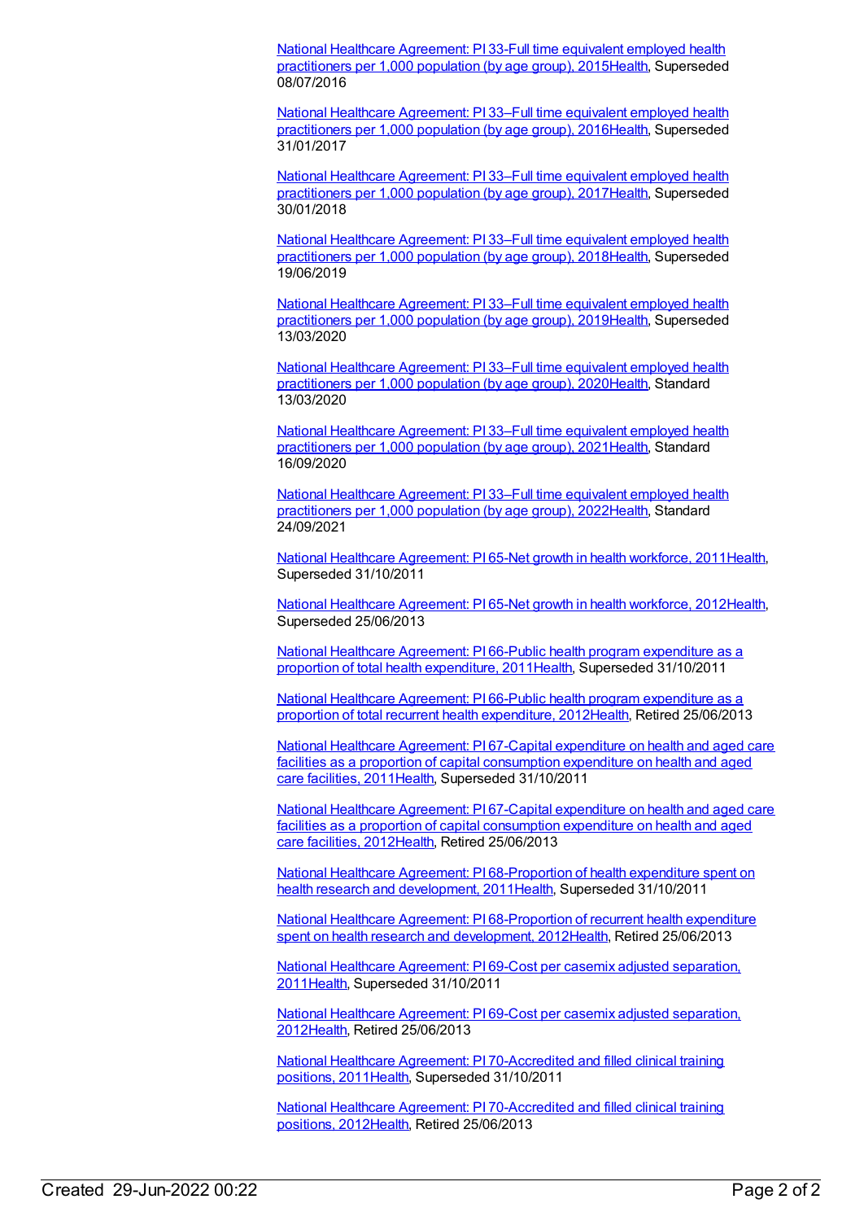National Healthcare Agreement: PI 33-Full time equivalent employed health practitioners per 1,000 population (by age group), 2015Health, Superseded 08/07/2016

National Healthcare Agreement: PI 33–Full time equivalent employed health practitioners per 1,000 population (by age group), 2016Health, Superseded 31/01/2017

National Healthcare Agreement: PI 33–Full time equivalent employed health practitioners per 1,000 population (by age group), 2017Health, Superseded 30/01/2018

National Healthcare Agreement: PI 33–Full time equivalent employed health practitioners per 1,000 population (by age group), 2018Health, Superseded 19/06/2019

National Healthcare Agreement: PI 33–Full time equivalent employed health practitioners per 1,000 population (by age group), 2019Health, Superseded 13/03/2020

National Healthcare Agreement: PI 33–Full time equivalent employed health practitioners per 1,000 population (by age group), 2020Health, Standard 13/03/2020

National Healthcare Agreement: PI 33–Full time equivalent employed health practitioners per 1,000 population (by age group), 2021Health, Standard 16/09/2020

National Healthcare Agreement: PI 33–Full time equivalent employed health practitioners per 1,000 population (by age group), 2022Health, Standard 24/09/2021

National Healthcare Agreement: PI 65-Net growth in health workforce, 2011Health, Superseded 31/10/2011

National Healthcare Agreement: PI 65-Net growth in health workforce, 2012Health, Superseded 25/06/2013

National Healthcare Agreement: PI 66-Public health program expenditure as a proportion of total health expenditure, 2011Health, Superseded 31/10/2011

National Healthcare Agreement: PI 66-Public health program expenditure as a proportion of total recurrent health expenditure, 2012Health, Retired 25/06/2013

National Healthcare Agreement: PI 67-Capital expenditure on health and aged care facilities as a proportion of capital consumption expenditure on health and aged care facilities, 2011Health, Superseded 31/10/2011

National Healthcare Agreement: PI 67-Capital expenditure on health and aged care facilities as a proportion of capital consumption expenditure on health and aged care facilities, 2012Health, Retired 25/06/2013

National Healthcare Agreement: PI 68-Proportion of health expenditure spent on health research and development, 2011Health, Superseded 31/10/2011

National Healthcare Agreement: PI 68-Proportion of recurrent health expenditure spent on health research and development, 2012Health, Retired 25/06/2013

National Healthcare Agreement: PI 69-Cost per casemix adjusted separation, 2011Health, Superseded 31/10/2011

National Healthcare Agreement: PI 69-Cost per casemix adjusted separation, 2012Health, Retired 25/06/2013

National Healthcare Agreement: PI 70-Accredited and filled clinical training positions, 2011Health, Superseded 31/10/2011

National Healthcare Agreement: PI 70-Accredited and filled clinical training positions, 2012Health, Retired 25/06/2013